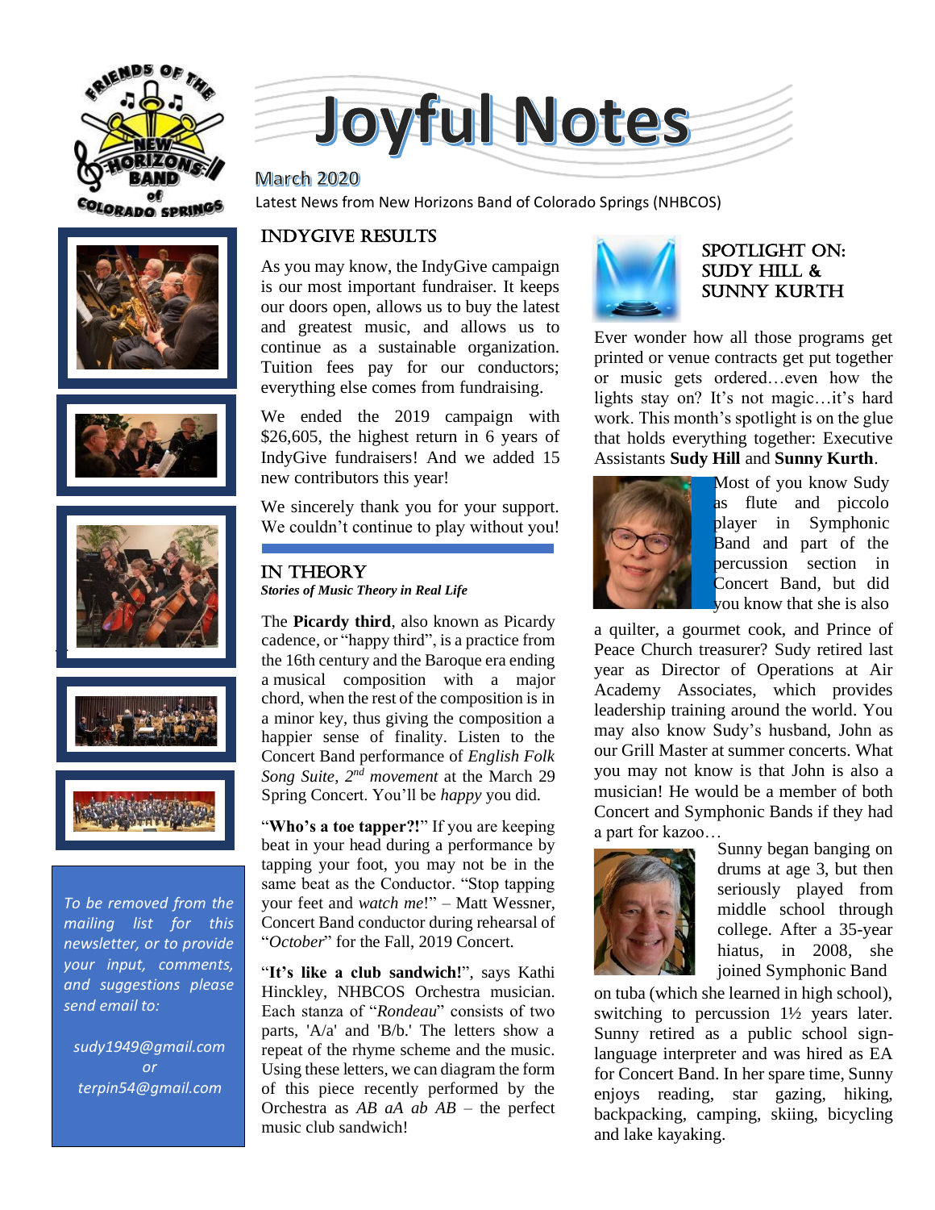# Joyful Notes

March 2020

Latest News from New Horizons Band of Colorado Springs (NHBCOS)

*To be removed from the mailing list for this newsletter, or to provide your input, comments, and suggestions please send email to:*

*sudy1949@gmail.com*
*or*
*terpin54@gmail.com*

## INDYGIVE RESULTS

As you may know, the IndyGive campaign is our most important fundraiser. It keeps our doors open, allows us to buy the latest and greatest music, and allows us to continue as a sustainable organization. Tuition fees pay for our conductors; everything else comes from fundraising.

We ended the 2019 campaign with $26,605, the highest return in 6 years of IndyGive fundraisers! And we added 15 new contributors this year!

We sincerely thank you for your support. We couldn't continue to play without you!

## IN THEORY

***Stories of Music Theory in Real Life***

The **Picardy third**, also known as Picardy cadence, or "happy third", is a practice from the 16th century and the Baroque era ending a musical composition with a major chord, when the rest of the composition is in a minor key, thus giving the composition a happier sense of finality. Listen to the Concert Band performance of *English Folk Song Suite*, *2nd movement* at the March 29 Spring Concert. You'll be *happy* you did.

"**Who's a toe tapper?!**" If you are keeping beat in your head during a performance by tapping your foot, you may not be in the same beat as the Conductor. "Stop tapping your feet and *watch me*!" – Matt Wessner, Concert Band conductor during rehearsal of "*October*" for the Fall, 2019 Concert.

"**It's like a club sandwich!**", says Kathi Hinckley, NHBCOS Orchestra musician. Each stanza of "*Rondeau*" consists of two parts, 'A/a' and 'B/b.' The letters show a repeat of the rhyme scheme and the music. Using these letters, we can diagram the form of this piece recently performed by the Orchestra as *AB aA ab AB* – the perfect music club sandwich!

## SPOTLIGHT ON: SUDY HILL & SUNNY KURTH

Ever wonder how all those programs get printed or venue contracts get put together or music gets ordered…even how the lights stay on? It's not magic…it's hard work. This month's spotlight is on the glue that holds everything together: Executive Assistants **Sudy Hill** and **Sunny Kurth**.

Most of you know Sudy as flute and piccolo player in Symphonic Band and part of the percussion section in Concert Band, but did you know that she is also a quilter, a gourmet cook, and Prince of Peace Church treasurer? Sudy retired last year as Director of Operations at Air Academy Associates, which provides leadership training around the world. You may also know Sudy's husband, John as our Grill Master at summer concerts. What you may not know is that John is also a musician! He would be a member of both Concert and Symphonic Bands if they had a part for kazoo…

Sunny began banging on drums at age 3, but then seriously played from middle school through college. After a 35-year hiatus, in 2008, she joined Symphonic Band on tuba (which she learned in high school), switching to percussion 1½ years later. Sunny retired as a public school sign-language interpreter and was hired as EA for Concert Band. In her spare time, Sunny enjoys reading, star gazing, hiking, backpacking, camping, skiing, bicycling and lake kayaking.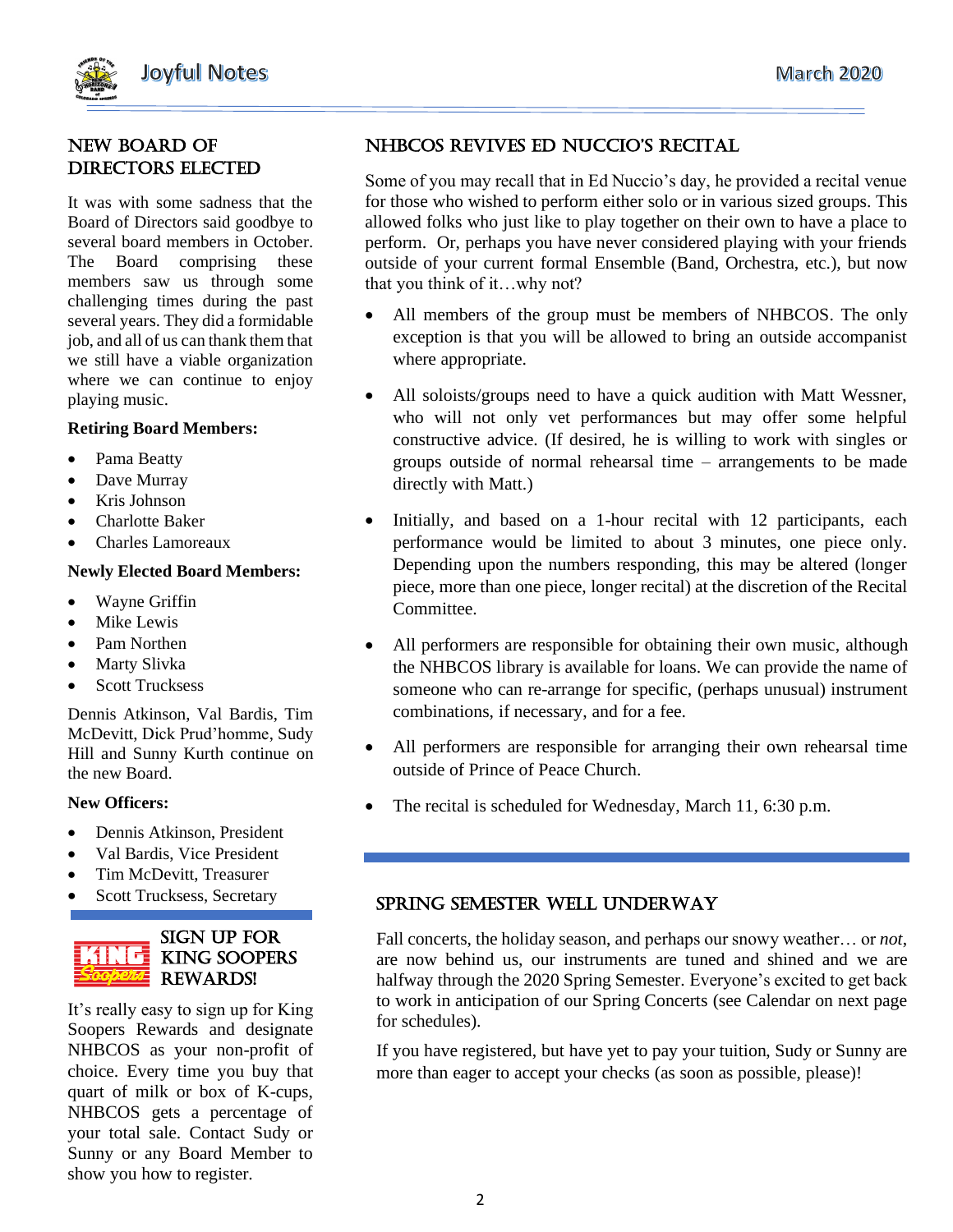## NEW BOARD OF DIRECTORS ELECTED

It was with some sadness that the Board of Directors said goodbye to several board members in October. The Board comprising these members saw us through some challenging times during the past several years. They did a formidable job, and all of us can thank them that we still have a viable organization where we can continue to enjoy playing music.

**Retiring Board Members:**

- Pama Beatty
- Dave Murray
- Kris Johnson
- Charlotte Baker
- Charles Lamoreaux

**Newly Elected Board Members:**

- Wayne Griffin
- Mike Lewis
- Pam Northen
- Marty Slivka
- Scott Trucksess

Dennis Atkinson, Val Bardis, Tim McDevitt, Dick Prud'homme, Sudy Hill and Sunny Kurth continue on the new Board.

**New Officers:**

- Dennis Atkinson, President
- Val Bardis, Vice President
- Tim McDevitt, Treasurer
- Scott Trucksess, Secretary

## SIGN UP FOR KING SOOPERS REWARDS!

It's really easy to sign up for King Soopers Rewards and designate NHBCOS as your non-profit of choice. Every time you buy that quart of milk or box of K-cups, NHBCOS gets a percentage of your total sale. Contact Sudy or Sunny or any Board Member to show you how to register.

## NHBCOS REVIVES ED NUCCIO'S RECITAL

Some of you may recall that in Ed Nuccio's day, he provided a recital venue for those who wished to perform either solo or in various sized groups. This allowed folks who just like to play together on their own to have a place to perform. Or, perhaps you have never considered playing with your friends outside of your current formal Ensemble (Band, Orchestra, etc.), but now that you think of it…why not?

- All members of the group must be members of NHBCOS. The only exception is that you will be allowed to bring an outside accompanist where appropriate.
- All soloists/groups need to have a quick audition with Matt Wessner, who will not only vet performances but may offer some helpful constructive advice. (If desired, he is willing to work with singles or groups outside of normal rehearsal time – arrangements to be made directly with Matt.)
- Initially, and based on a 1-hour recital with 12 participants, each performance would be limited to about 3 minutes, one piece only. Depending upon the numbers responding, this may be altered (longer piece, more than one piece, longer recital) at the discretion of the Recital Committee.
- All performers are responsible for obtaining their own music, although the NHBCOS library is available for loans. We can provide the name of someone who can re-arrange for specific, (perhaps unusual) instrument combinations, if necessary, and for a fee.
- All performers are responsible for arranging their own rehearsal time outside of Prince of Peace Church.
- The recital is scheduled for Wednesday, March 11, 6:30 p.m.

## SPRING SEMESTER WELL UNDERWAY

Fall concerts, the holiday season, and perhaps our snowy weather… or *not*, are now behind us, our instruments are tuned and shined and we are halfway through the 2020 Spring Semester. Everyone's excited to get back to work in anticipation of our Spring Concerts (see Calendar on next page for schedules).

If you have registered, but have yet to pay your tuition, Sudy or Sunny are more than eager to accept your checks (as soon as possible, please)!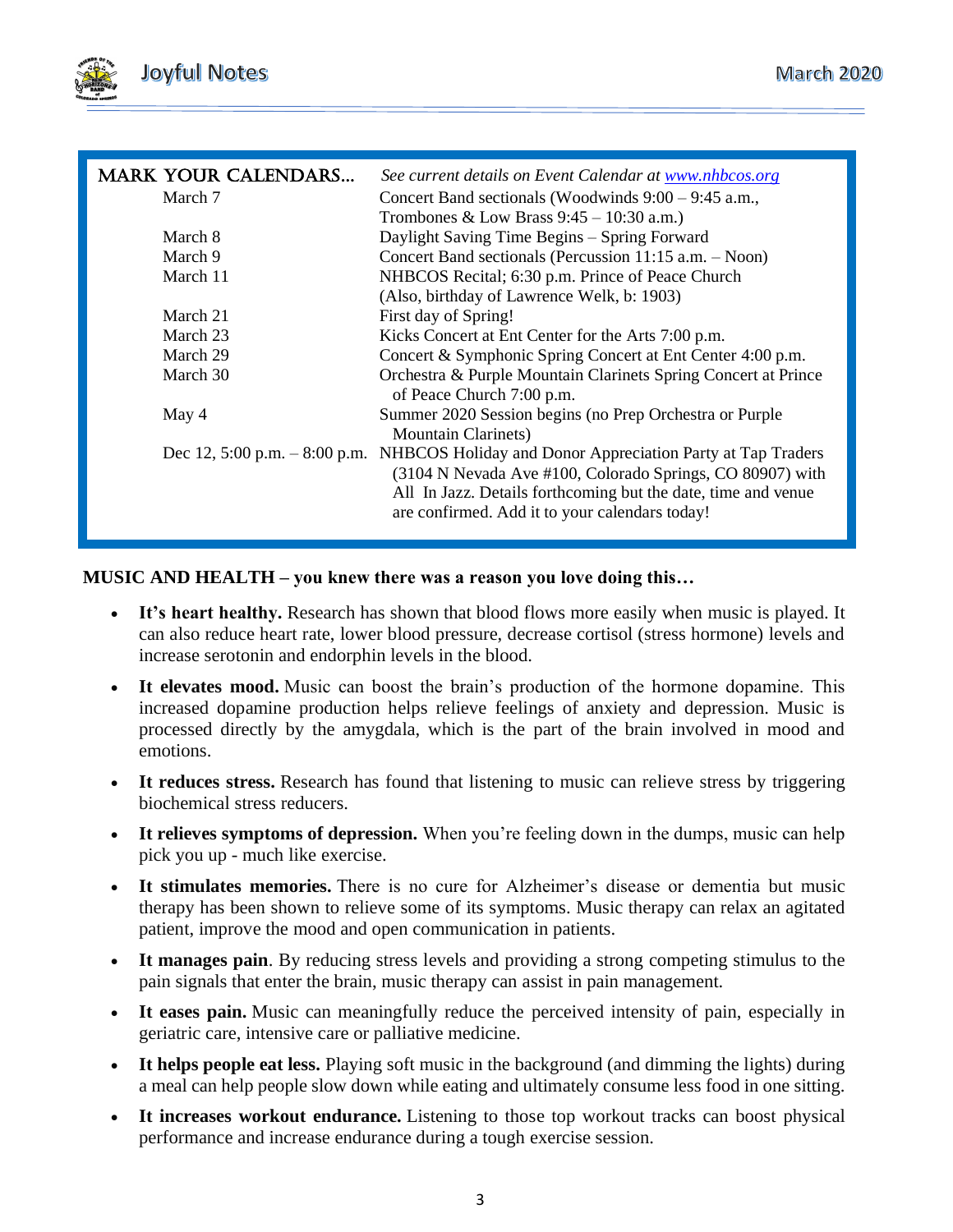## MARK YOUR CALENDARS…

*See current details on Event Calendar at [www.nhbcos.org](http://www.nhbcos.org)*

| Date | Event |
|---|---|
| March 7 | Concert Band sectionals (Woodwinds 9:00 – 9:45 a.m., Trombones & Low Brass 9:45 – 10:30 a.m.) |
| March 8 | Daylight Saving Time Begins – Spring Forward |
| March 9 | Concert Band sectionals (Percussion 11:15 a.m. – Noon) |
| March 11 | NHBCOS Recital; 6:30 p.m. Prince of Peace Church (Also, birthday of Lawrence Welk, b: 1903) |
| March 21 | First day of Spring! |
| March 23 | Kicks Concert at Ent Center for the Arts 7:00 p.m. |
| March 29 | Concert & Symphonic Spring Concert at Ent Center 4:00 p.m. |
| March 30 | Orchestra & Purple Mountain Clarinets Spring Concert at Prince of Peace Church 7:00 p.m. |
| May 4 | Summer 2020 Session begins (no Prep Orchestra or Purple Mountain Clarinets) |
| Dec 12, 5:00 p.m. – 8:00 p.m. | NHBCOS Holiday and Donor Appreciation Party at Tap Traders (3104 N Nevada Ave #100, Colorado Springs, CO 80907) with All In Jazz. Details forthcoming but the date, time and venue are confirmed. Add it to your calendars today! |

**MUSIC AND HEALTH – you knew there was a reason you love doing this…**

- **It's heart healthy.** Research has shown that blood flows more easily when music is played. It can also reduce heart rate, lower blood pressure, decrease cortisol (stress hormone) levels and increase serotonin and endorphin levels in the blood.
- **It elevates mood.** Music can boost the brain's production of the hormone dopamine. This increased dopamine production helps relieve feelings of anxiety and depression. Music is processed directly by the amygdala, which is the part of the brain involved in mood and emotions.
- **It reduces stress.** Research has found that listening to music can relieve stress by triggering biochemical stress reducers.
- **It relieves symptoms of depression.** When you're feeling down in the dumps, music can help pick you up - much like exercise.
- **It stimulates memories.** There is no cure for Alzheimer's disease or dementia but music therapy has been shown to relieve some of its symptoms. Music therapy can relax an agitated patient, improve the mood and open communication in patients.
- **It manages pain**. By reducing stress levels and providing a strong competing stimulus to the pain signals that enter the brain, music therapy can assist in pain management.
- **It eases pain.** Music can meaningfully reduce the perceived intensity of pain, especially in geriatric care, intensive care or palliative medicine.
- **It helps people eat less.** Playing soft music in the background (and dimming the lights) during a meal can help people slow down while eating and ultimately consume less food in one sitting.
- **It increases workout endurance.** Listening to those top workout tracks can boost physical performance and increase endurance during a tough exercise session.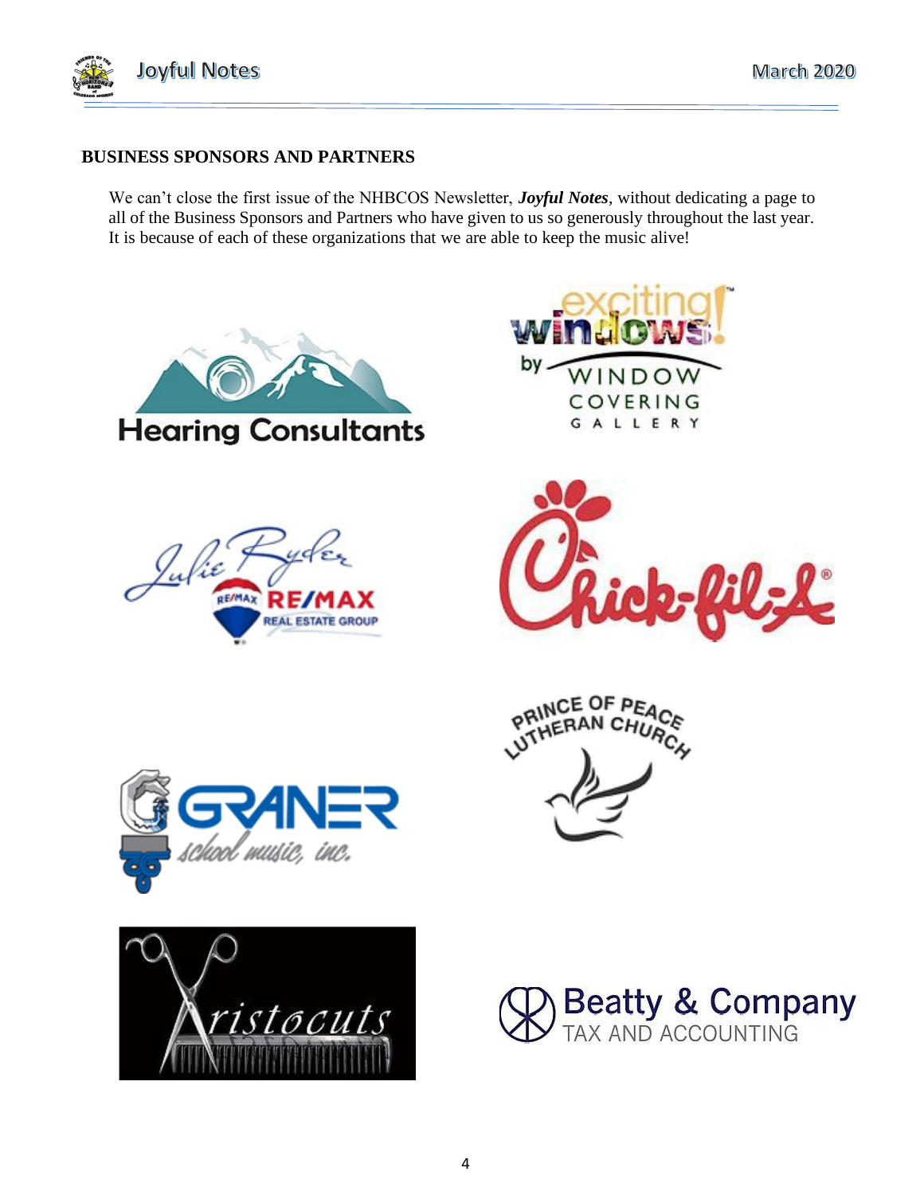## BUSINESS SPONSORS AND PARTNERS

We can't close the first issue of the NHBCOS Newsletter, ***Joyful Notes***, without dedicating a page to all of the Business Sponsors and Partners who have given to us so generously throughout the last year. It is because of each of these organizations that we are able to keep the music alive!